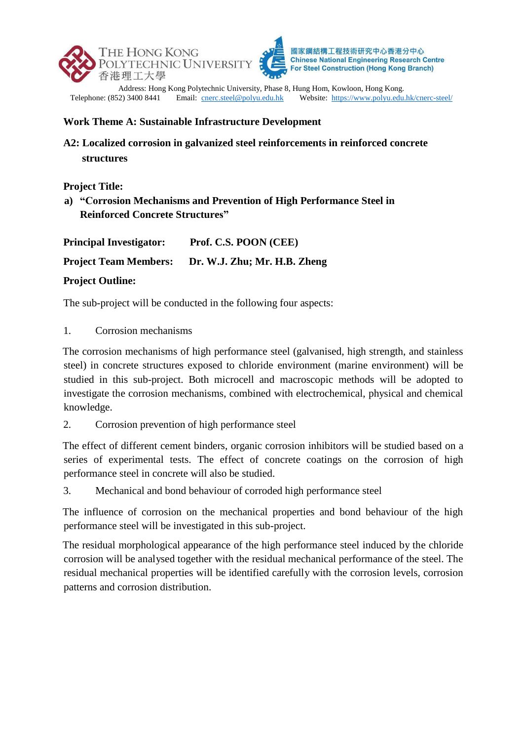THE HONG KONG POLYTECHNIC UNIVERSITY
香港理工大學

國家鋼結構工程技術研究中心香港分中心
Chinese National Engineering Research Centre For Steel Construction (Hong Kong Branch)

Address: Hong Kong Polytechnic University, Phase 8, Hung Hom, Kowloon, Hong Kong.
Telephone: (852) 3400 8441 Email: cnerc.steel@polyu.edu.hk Website: https://www.polyu.edu.hk/cnerc-steel/

## Work Theme A: Sustainable Infrastructure Development

### A2: Localized corrosion in galvanized steel reinforcements in reinforced concrete structures

**Project Title:**

**a) "Corrosion Mechanisms and Prevention of High Performance Steel in Reinforced Concrete Structures"**

**Principal Investigator:** **Prof. C.S. POON (CEE)**

**Project Team Members:** **Dr. W.J. Zhu; Mr. H.B. Zheng**

**Project Outline:**

The sub-project will be conducted in the following four aspects:

1. Corrosion mechanisms

The corrosion mechanisms of high performance steel (galvanised, high strength, and stainless steel) in concrete structures exposed to chloride environment (marine environment) will be studied in this sub-project. Both microcell and macroscopic methods will be adopted to investigate the corrosion mechanisms, combined with electrochemical, physical and chemical knowledge.

2. Corrosion prevention of high performance steel

The effect of different cement binders, organic corrosion inhibitors will be studied based on a series of experimental tests. The effect of concrete coatings on the corrosion of high performance steel in concrete will also be studied.

3. Mechanical and bond behaviour of corroded high performance steel

The influence of corrosion on the mechanical properties and bond behaviour of the high performance steel will be investigated in this sub-project.

The residual morphological appearance of the high performance steel induced by the chloride corrosion will be analysed together with the residual mechanical performance of the steel. The residual mechanical properties will be identified carefully with the corrosion levels, corrosion patterns and corrosion distribution.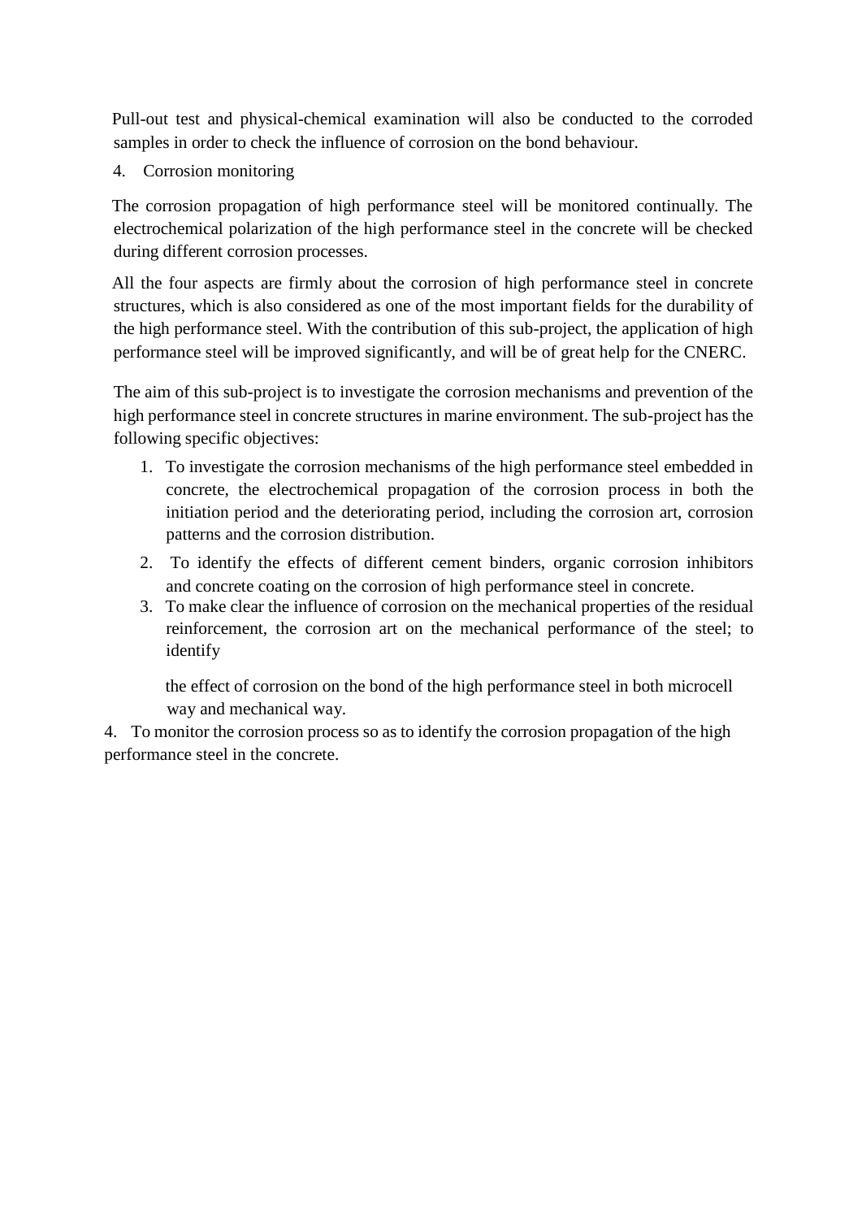Pull-out test and physical-chemical examination will also be conducted to the corroded samples in order to check the influence of corrosion on the bond behaviour.

4. Corrosion monitoring

The corrosion propagation of high performance steel will be monitored continually. The electrochemical polarization of the high performance steel in the concrete will be checked during different corrosion processes.

All the four aspects are firmly about the corrosion of high performance steel in concrete structures, which is also considered as one of the most important fields for the durability of the high performance steel. With the contribution of this sub-project, the application of high performance steel will be improved significantly, and will be of great help for the CNERC.

The aim of this sub-project is to investigate the corrosion mechanisms and prevention of the high performance steel in concrete structures in marine environment. The sub-project has the following specific objectives:

1. To investigate the corrosion mechanisms of the high performance steel embedded in concrete, the electrochemical propagation of the corrosion process in both the initiation period and the deteriorating period, including the corrosion art, corrosion patterns and the corrosion distribution.
2. To identify the effects of different cement binders, organic corrosion inhibitors and concrete coating on the corrosion of high performance steel in concrete.
3. To make clear the influence of corrosion on the mechanical properties of the residual reinforcement, the corrosion art on the mechanical performance of the steel; to identify

   the effect of corrosion on the bond of the high performance steel in both microcell way and mechanical way.
4. To monitor the corrosion process so as to identify the corrosion propagation of the high performance steel in the concrete.